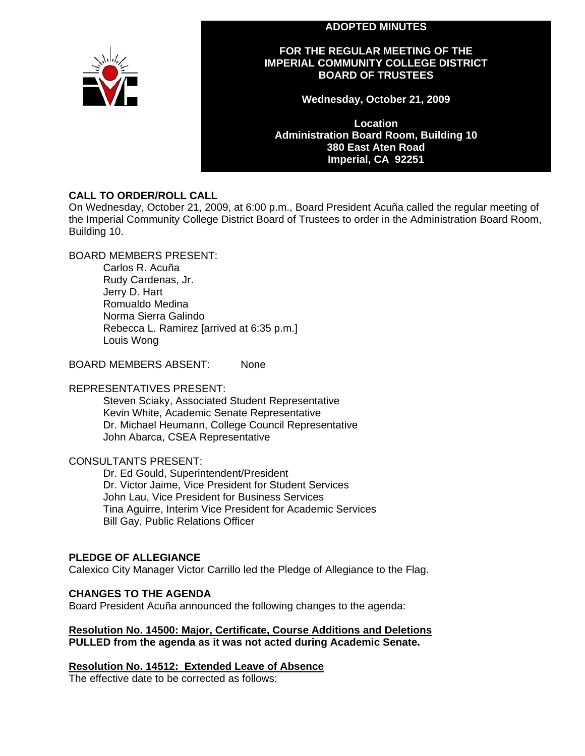# ADOPTED MINUTES

## FOR THE REGULAR MEETING OF THE IMPERIAL COMMUNITY COLLEGE DISTRICT BOARD OF TRUSTEES

**Wednesday, October 21, 2009**

**Location**
**Administration Board Room, Building 10**
**380 East Aten Road**
**Imperial, CA 92251**

### CALL TO ORDER/ROLL CALL

On Wednesday, October 21, 2009, at 6:00 p.m., Board President Acuña called the regular meeting of the Imperial Community College District Board of Trustees to order in the Administration Board Room, Building 10.

BOARD MEMBERS PRESENT:

- Carlos R. Acuña
- Rudy Cardenas, Jr.
- Jerry D. Hart
- Romualdo Medina
- Norma Sierra Galindo
- Rebecca L. Ramirez [arrived at 6:35 p.m.]
- Louis Wong

BOARD MEMBERS ABSENT: None

REPRESENTATIVES PRESENT:

- Steven Sciaky, Associated Student Representative
- Kevin White, Academic Senate Representative
- Dr. Michael Heumann, College Council Representative
- John Abarca, CSEA Representative

CONSULTANTS PRESENT:

- Dr. Ed Gould, Superintendent/President
- Dr. Victor Jaime, Vice President for Student Services
- John Lau, Vice President for Business Services
- Tina Aguirre, Interim Vice President for Academic Services
- Bill Gay, Public Relations Officer

### PLEDGE OF ALLEGIANCE

Calexico City Manager Victor Carrillo led the Pledge of Allegiance to the Flag.

### CHANGES TO THE AGENDA

Board President Acuña announced the following changes to the agenda:

**Resolution No. 14500: Major, Certificate, Course Additions and Deletions**
**PULLED from the agenda as it was not acted during Academic Senate.**

**Resolution No. 14512: Extended Leave of Absence**
The effective date to be corrected as follows: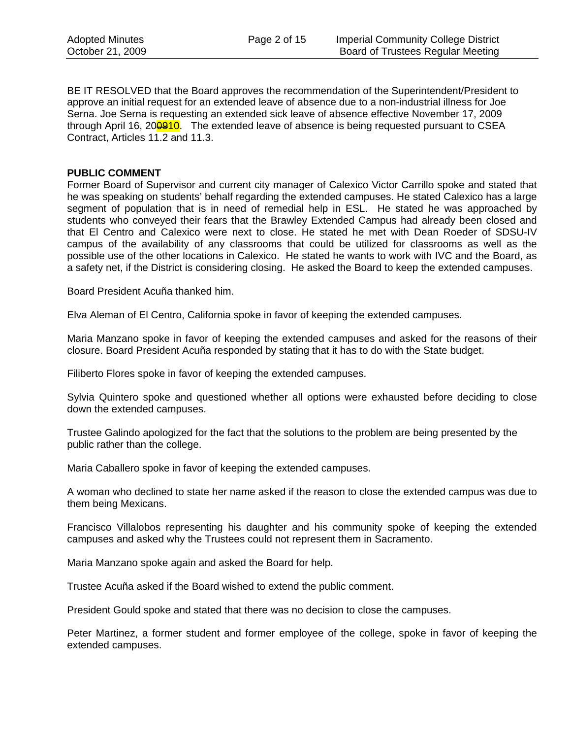BE IT RESOLVED that the Board approves the recommendation of the Superintendent/President to approve an initial request for an extended leave of absence due to a non-industrial illness for Joe Serna. Joe Serna is requesting an extended sick leave of absence effective November 17, 2009 through April 16, 20~~09~~10. The extended leave of absence is being requested pursuant to CSEA Contract, Articles 11.2 and 11.3.

**PUBLIC COMMENT**

Former Board of Supervisor and current city manager of Calexico Victor Carrillo spoke and stated that he was speaking on students' behalf regarding the extended campuses. He stated Calexico has a large segment of population that is in need of remedial help in ESL. He stated he was approached by students who conveyed their fears that the Brawley Extended Campus had already been closed and that El Centro and Calexico were next to close. He stated he met with Dean Roeder of SDSU-IV campus of the availability of any classrooms that could be utilized for classrooms as well as the possible use of the other locations in Calexico. He stated he wants to work with IVC and the Board, as a safety net, if the District is considering closing. He asked the Board to keep the extended campuses.

Board President Acuña thanked him.

Elva Aleman of El Centro, California spoke in favor of keeping the extended campuses.

Maria Manzano spoke in favor of keeping the extended campuses and asked for the reasons of their closure. Board President Acuña responded by stating that it has to do with the State budget.

Filiberto Flores spoke in favor of keeping the extended campuses.

Sylvia Quintero spoke and questioned whether all options were exhausted before deciding to close down the extended campuses.

Trustee Galindo apologized for the fact that the solutions to the problem are being presented by the public rather than the college.

Maria Caballero spoke in favor of keeping the extended campuses.

A woman who declined to state her name asked if the reason to close the extended campus was due to them being Mexicans.

Francisco Villalobos representing his daughter and his community spoke of keeping the extended campuses and asked why the Trustees could not represent them in Sacramento.

Maria Manzano spoke again and asked the Board for help.

Trustee Acuña asked if the Board wished to extend the public comment.

President Gould spoke and stated that there was no decision to close the campuses.

Peter Martinez, a former student and former employee of the college, spoke in favor of keeping the extended campuses.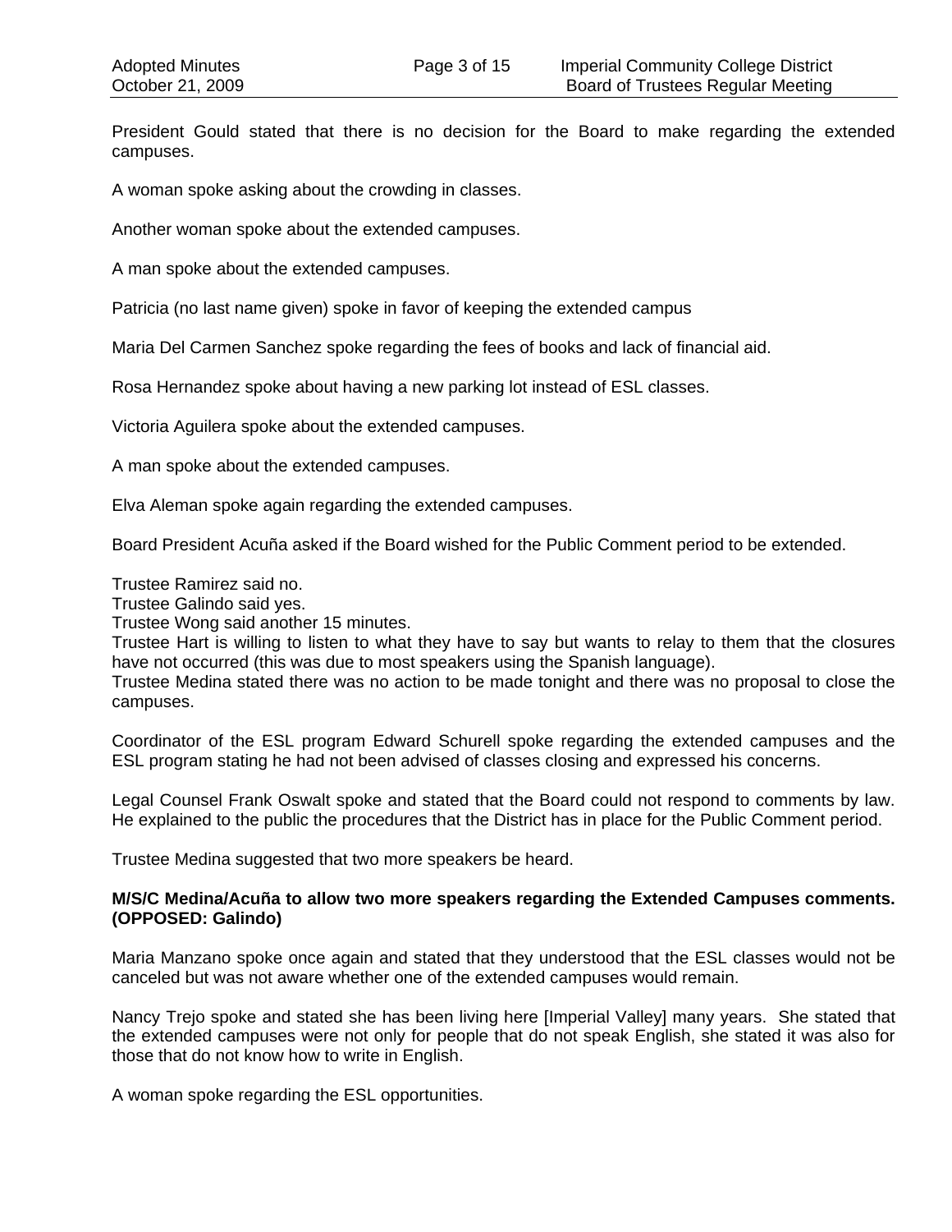President Gould stated that there is no decision for the Board to make regarding the extended campuses.

A woman spoke asking about the crowding in classes.

Another woman spoke about the extended campuses.

A man spoke about the extended campuses.

Patricia (no last name given) spoke in favor of keeping the extended campus

Maria Del Carmen Sanchez spoke regarding the fees of books and lack of financial aid.

Rosa Hernandez spoke about having a new parking lot instead of ESL classes.

Victoria Aguilera spoke about the extended campuses.

A man spoke about the extended campuses.

Elva Aleman spoke again regarding the extended campuses.

Board President Acuña asked if the Board wished for the Public Comment period to be extended.

Trustee Ramirez said no.
Trustee Galindo said yes.
Trustee Wong said another 15 minutes.
Trustee Hart is willing to listen to what they have to say but wants to relay to them that the closures have not occurred (this was due to most speakers using the Spanish language).
Trustee Medina stated there was no action to be made tonight and there was no proposal to close the campuses.

Coordinator of the ESL program Edward Schurell spoke regarding the extended campuses and the ESL program stating he had not been advised of classes closing and expressed his concerns.

Legal Counsel Frank Oswalt spoke and stated that the Board could not respond to comments by law. He explained to the public the procedures that the District has in place for the Public Comment period.

Trustee Medina suggested that two more speakers be heard.

**M/S/C Medina/Acuña to allow two more speakers regarding the Extended Campuses comments. (OPPOSED: Galindo)**

Maria Manzano spoke once again and stated that they understood that the ESL classes would not be canceled but was not aware whether one of the extended campuses would remain.

Nancy Trejo spoke and stated she has been living here [Imperial Valley] many years. She stated that the extended campuses were not only for people that do not speak English, she stated it was also for those that do not know how to write in English.

A woman spoke regarding the ESL opportunities.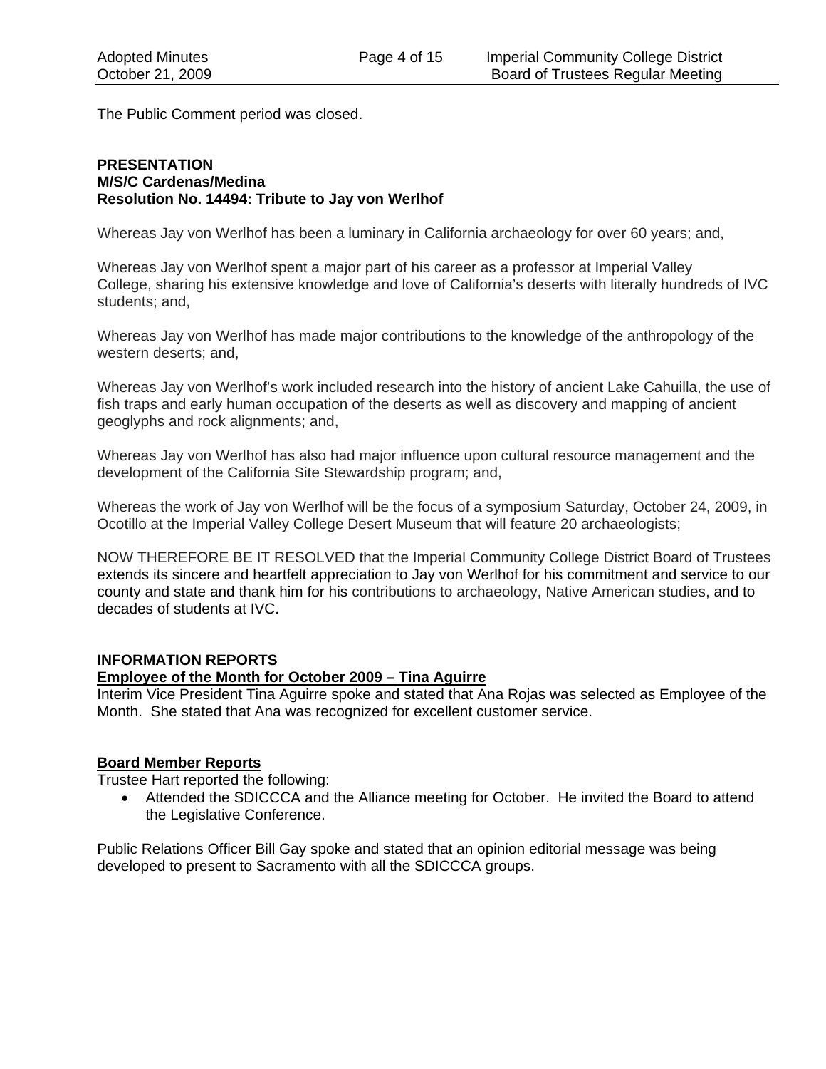The Public Comment period was closed.

**PRESENTATION**
**M/S/C Cardenas/Medina**
**Resolution No. 14494: Tribute to Jay von Werlhof**

Whereas Jay von Werlhof has been a luminary in California archaeology for over 60 years; and,

Whereas Jay von Werlhof spent a major part of his career as a professor at Imperial Valley College, sharing his extensive knowledge and love of California's deserts with literally hundreds of IVC students; and,

Whereas Jay von Werlhof has made major contributions to the knowledge of the anthropology of the western deserts; and,

Whereas Jay von Werlhof's work included research into the history of ancient Lake Cahuilla, the use of fish traps and early human occupation of the deserts as well as discovery and mapping of ancient geoglyphs and rock alignments; and,

Whereas Jay von Werlhof has also had major influence upon cultural resource management and the development of the California Site Stewardship program; and,

Whereas the work of Jay von Werlhof will be the focus of a symposium Saturday, October 24, 2009, in Ocotillo at the Imperial Valley College Desert Museum that will feature 20 archaeologists;

NOW THEREFORE BE IT RESOLVED that the Imperial Community College District Board of Trustees extends its sincere and heartfelt appreciation to Jay von Werlhof for his commitment and service to our county and state and thank him for his contributions to archaeology, Native American studies, and to decades of students at IVC.

**INFORMATION REPORTS**
**Employee of the Month for October 2009 – Tina Aguirre**

Interim Vice President Tina Aguirre spoke and stated that Ana Rojas was selected as Employee of the Month. She stated that Ana was recognized for excellent customer service.

**Board Member Reports**

Trustee Hart reported the following:

- Attended the SDICCCA and the Alliance meeting for October. He invited the Board to attend the Legislative Conference.

Public Relations Officer Bill Gay spoke and stated that an opinion editorial message was being developed to present to Sacramento with all the SDICCCA groups.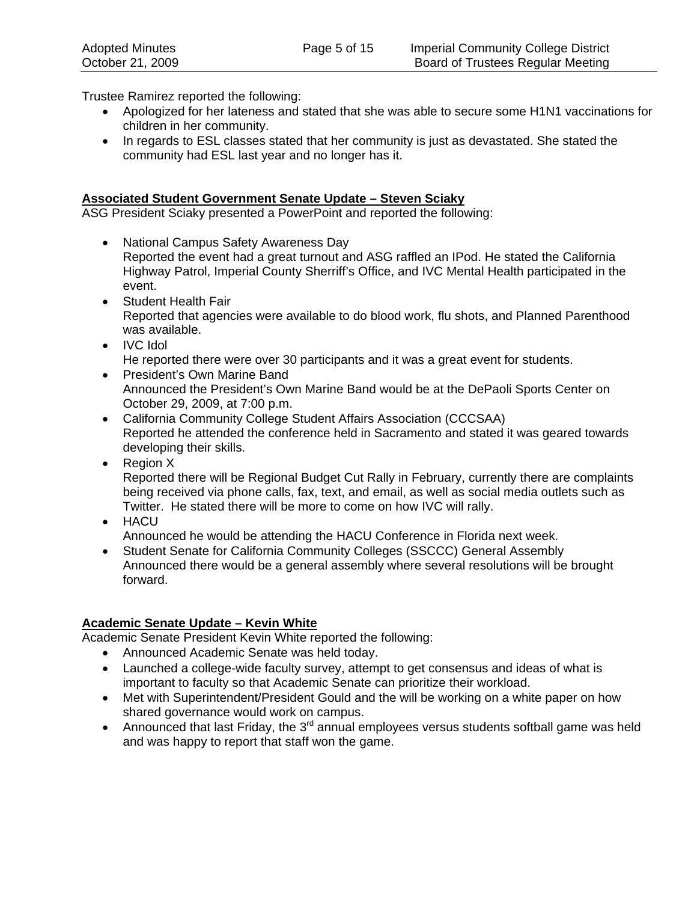Trustee Ramirez reported the following:

- Apologized for her lateness and stated that she was able to secure some H1N1 vaccinations for children in her community.
- In regards to ESL classes stated that her community is just as devastated. She stated the community had ESL last year and no longer has it.

**Associated Student Government Senate Update – Steven Sciaky**

ASG President Sciaky presented a PowerPoint and reported the following:

- National Campus Safety Awareness Day
  Reported the event had a great turnout and ASG raffled an IPod. He stated the California Highway Patrol, Imperial County Sherriff's Office, and IVC Mental Health participated in the event.
- Student Health Fair
  Reported that agencies were available to do blood work, flu shots, and Planned Parenthood was available.
- IVC Idol
  He reported there were over 30 participants and it was a great event for students.
- President's Own Marine Band
  Announced the President's Own Marine Band would be at the DePaoli Sports Center on October 29, 2009, at 7:00 p.m.
- California Community College Student Affairs Association (CCCSAA)
  Reported he attended the conference held in Sacramento and stated it was geared towards developing their skills.
- Region X
  Reported there will be Regional Budget Cut Rally in February, currently there are complaints being received via phone calls, fax, text, and email, as well as social media outlets such as Twitter. He stated there will be more to come on how IVC will rally.
- HACU
  Announced he would be attending the HACU Conference in Florida next week.
- Student Senate for California Community Colleges (SSCCC) General Assembly
  Announced there would be a general assembly where several resolutions will be brought forward.

**Academic Senate Update – Kevin White**

Academic Senate President Kevin White reported the following:

- Announced Academic Senate was held today.
- Launched a college-wide faculty survey, attempt to get consensus and ideas of what is important to faculty so that Academic Senate can prioritize their workload.
- Met with Superintendent/President Gould and the will be working on a white paper on how shared governance would work on campus.
- Announced that last Friday, the 3rd annual employees versus students softball game was held and was happy to report that staff won the game.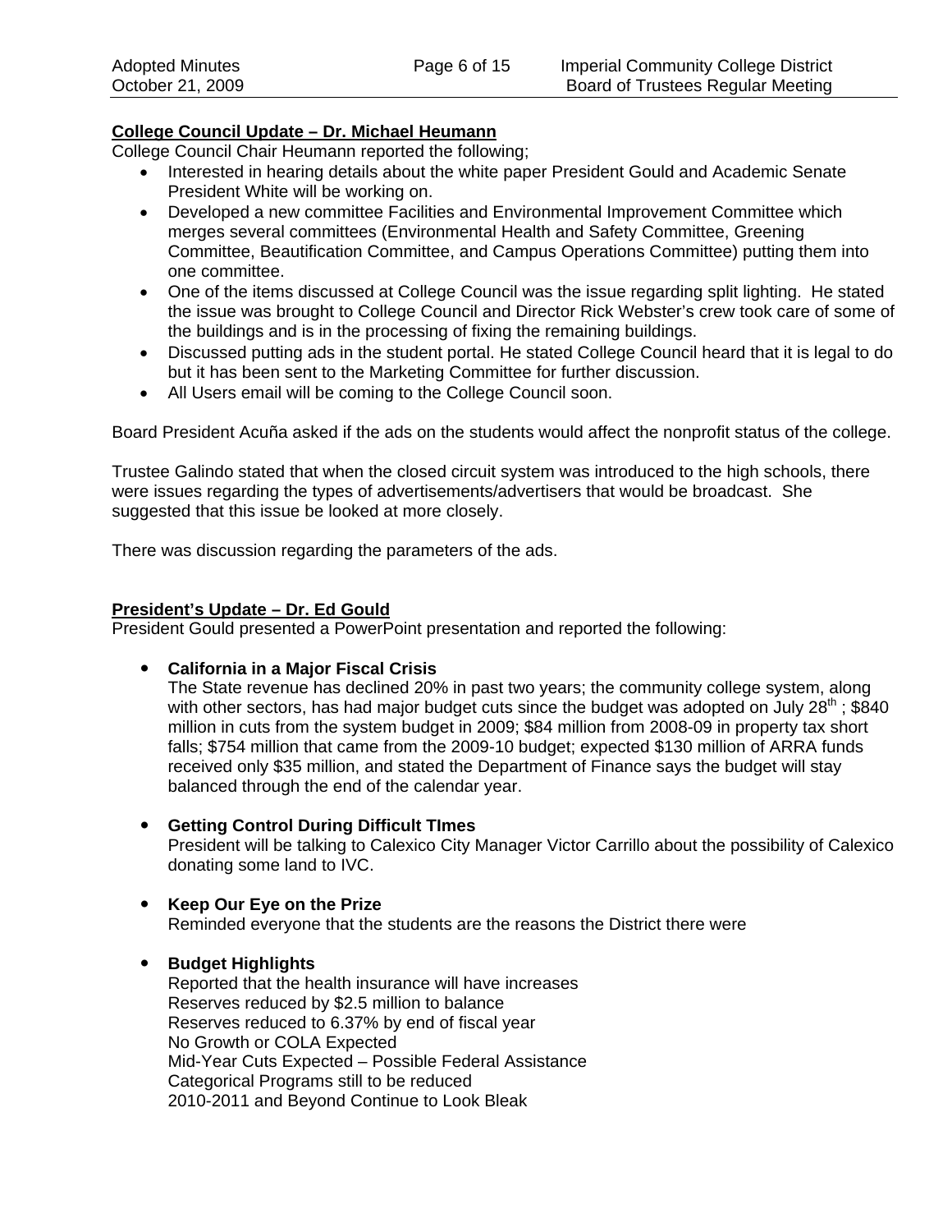**College Council Update – Dr. Michael Heumann**

College Council Chair Heumann reported the following;

- Interested in hearing details about the white paper President Gould and Academic Senate President White will be working on.
- Developed a new committee Facilities and Environmental Improvement Committee which merges several committees (Environmental Health and Safety Committee, Greening Committee, Beautification Committee, and Campus Operations Committee) putting them into one committee.
- One of the items discussed at College Council was the issue regarding split lighting. He stated the issue was brought to College Council and Director Rick Webster's crew took care of some of the buildings and is in the processing of fixing the remaining buildings.
- Discussed putting ads in the student portal. He stated College Council heard that it is legal to do but it has been sent to the Marketing Committee for further discussion.
- All Users email will be coming to the College Council soon.

Board President Acuña asked if the ads on the students would affect the nonprofit status of the college.

Trustee Galindo stated that when the closed circuit system was introduced to the high schools, there were issues regarding the types of advertisements/advertisers that would be broadcast. She suggested that this issue be looked at more closely.

There was discussion regarding the parameters of the ads.

**President's Update – Dr. Ed Gould**

President Gould presented a PowerPoint presentation and reported the following:

- **California in a Major Fiscal Crisis**
  The State revenue has declined 20% in past two years; the community college system, along with other sectors, has had major budget cuts since the budget was adopted on July 28th ; $840 million in cuts from the system budget in 2009; $84 million from 2008-09 in property tax short falls; $754 million that came from the 2009-10 budget; expected $130 million of ARRA funds received only $35 million, and stated the Department of Finance says the budget will stay balanced through the end of the calendar year.

- **Getting Control During Difficult TImes**
  President will be talking to Calexico City Manager Victor Carrillo about the possibility of Calexico donating some land to IVC.

- **Keep Our Eye on the Prize**
  Reminded everyone that the students are the reasons the District there were

- **Budget Highlights**
  Reported that the health insurance will have increases
  Reserves reduced by $2.5 million to balance
  Reserves reduced to 6.37% by end of fiscal year
  No Growth or COLA Expected
  Mid-Year Cuts Expected – Possible Federal Assistance
  Categorical Programs still to be reduced
  2010-2011 and Beyond Continue to Look Bleak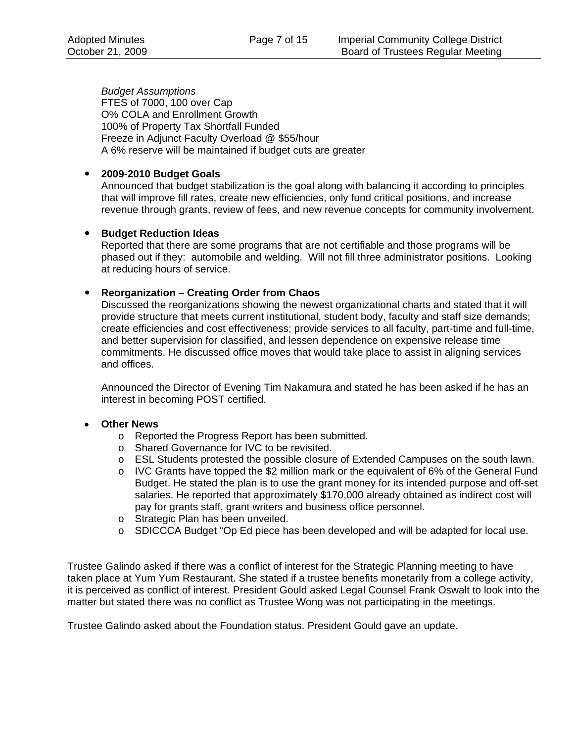*Budget Assumptions*
FTES of 7000, 100 over Cap
O% COLA and Enrollment Growth
100% of Property Tax Shortfall Funded
Freeze in Adjunct Faculty Overload @ $55/hour
A 6% reserve will be maintained if budget cuts are greater

- **2009-2010 Budget Goals**
  Announced that budget stabilization is the goal along with balancing it according to principles that will improve fill rates, create new efficiencies, only fund critical positions, and increase revenue through grants, review of fees, and new revenue concepts for community involvement.

- **Budget Reduction Ideas**
  Reported that there are some programs that are not certifiable and those programs will be phased out if they: automobile and welding. Will not fill three administrator positions. Looking at reducing hours of service.

- **Reorganization – Creating Order from Chaos**
  Discussed the reorganizations showing the newest organizational charts and stated that it will provide structure that meets current institutional, student body, faculty and staff size demands; create efficiencies and cost effectiveness; provide services to all faculty, part-time and full-time, and better supervision for classified, and lessen dependence on expensive release time commitments. He discussed office moves that would take place to assist in aligning services and offices.

  Announced the Director of Evening Tim Nakamura and stated he has been asked if he has an interest in becoming POST certified.

- **Other News**
  - Reported the Progress Report has been submitted.
  - Shared Governance for IVC to be revisited.
  - ESL Students protested the possible closure of Extended Campuses on the south lawn.
  - IVC Grants have topped the $2 million mark or the equivalent of 6% of the General Fund Budget. He stated the plan is to use the grant money for its intended purpose and off-set salaries. He reported that approximately $170,000 already obtained as indirect cost will pay for grants staff, grant writers and business office personnel.
  - Strategic Plan has been unveiled.
  - SDICCCA Budget "Op Ed piece has been developed and will be adapted for local use.

Trustee Galindo asked if there was a conflict of interest for the Strategic Planning meeting to have taken place at Yum Yum Restaurant. She stated if a trustee benefits monetarily from a college activity, it is perceived as conflict of interest. President Gould asked Legal Counsel Frank Oswalt to look into the matter but stated there was no conflict as Trustee Wong was not participating in the meetings.

Trustee Galindo asked about the Foundation status. President Gould gave an update.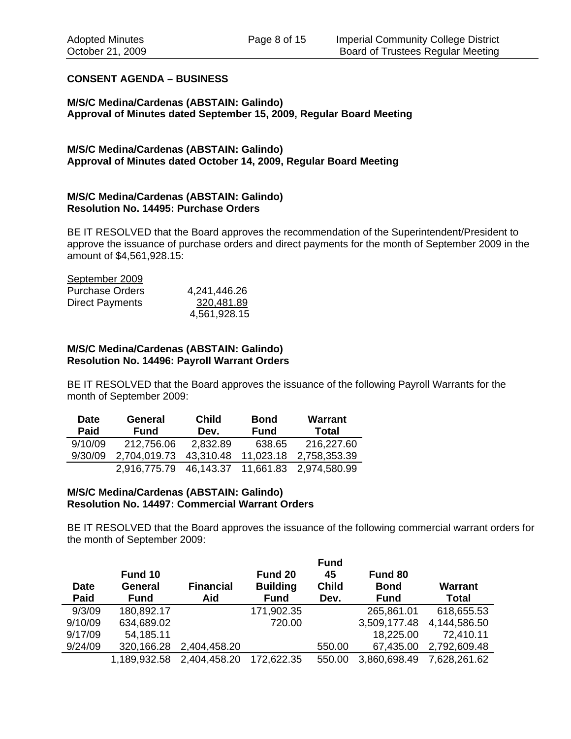**CONSENT AGENDA – BUSINESS**

**M/S/C Medina/Cardenas (ABSTAIN: Galindo)**
**Approval of Minutes dated September 15, 2009, Regular Board Meeting**

**M/S/C Medina/Cardenas (ABSTAIN: Galindo)**
**Approval of Minutes dated October 14, 2009, Regular Board Meeting**

**M/S/C Medina/Cardenas (ABSTAIN: Galindo)**
**Resolution No. 14495: Purchase Orders**

BE IT RESOLVED that the Board approves the recommendation of the Superintendent/President to approve the issuance of purchase orders and direct payments for the month of September 2009 in the amount of $4,561,928.15:

| September 2009 | |
|---|---|
| Purchase Orders | 4,241,446.26 |
| Direct Payments | 320,481.89 |
| | 4,561,928.15 |

**M/S/C Medina/Cardenas (ABSTAIN: Galindo)**
**Resolution No. 14496: Payroll Warrant Orders**

BE IT RESOLVED that the Board approves the issuance of the following Payroll Warrants for the month of September 2009:

| Date Paid | General Fund | Child Dev. | Bond Fund | Warrant Total |
|---|---|---|---|---|
| 9/10/09 | 212,756.06 | 2,832.89 | 638.65 | 216,227.60 |
| 9/30/09 | 2,704,019.73 | 43,310.48 | 11,023.18 | 2,758,353.39 |
| | 2,916,775.79 | 46,143.37 | 11,661.83 | 2,974,580.99 |

**M/S/C Medina/Cardenas (ABSTAIN: Galindo)**
**Resolution No. 14497: Commercial Warrant Orders**

BE IT RESOLVED that the Board approves the issuance of the following commercial warrant orders for the month of September 2009:

| Date Paid | Fund 10 General Fund | Financial Aid | Fund 20 Building Fund | Fund 45 Child Dev. | Fund 80 Bond Fund | Warrant Total |
|---|---|---|---|---|---|---|
| 9/3/09 | 180,892.17 | | 171,902.35 | | 265,861.01 | 618,655.53 |
| 9/10/09 | 634,689.02 | | 720.00 | | 3,509,177.48 | 4,144,586.50 |
| 9/17/09 | 54,185.11 | | | | 18,225.00 | 72,410.11 |
| 9/24/09 | 320,166.28 | 2,404,458.20 | | 550.00 | 67,435.00 | 2,792,609.48 |
| | 1,189,932.58 | 2,404,458.20 | 172,622.35 | 550.00 | 3,860,698.49 | 7,628,261.62 |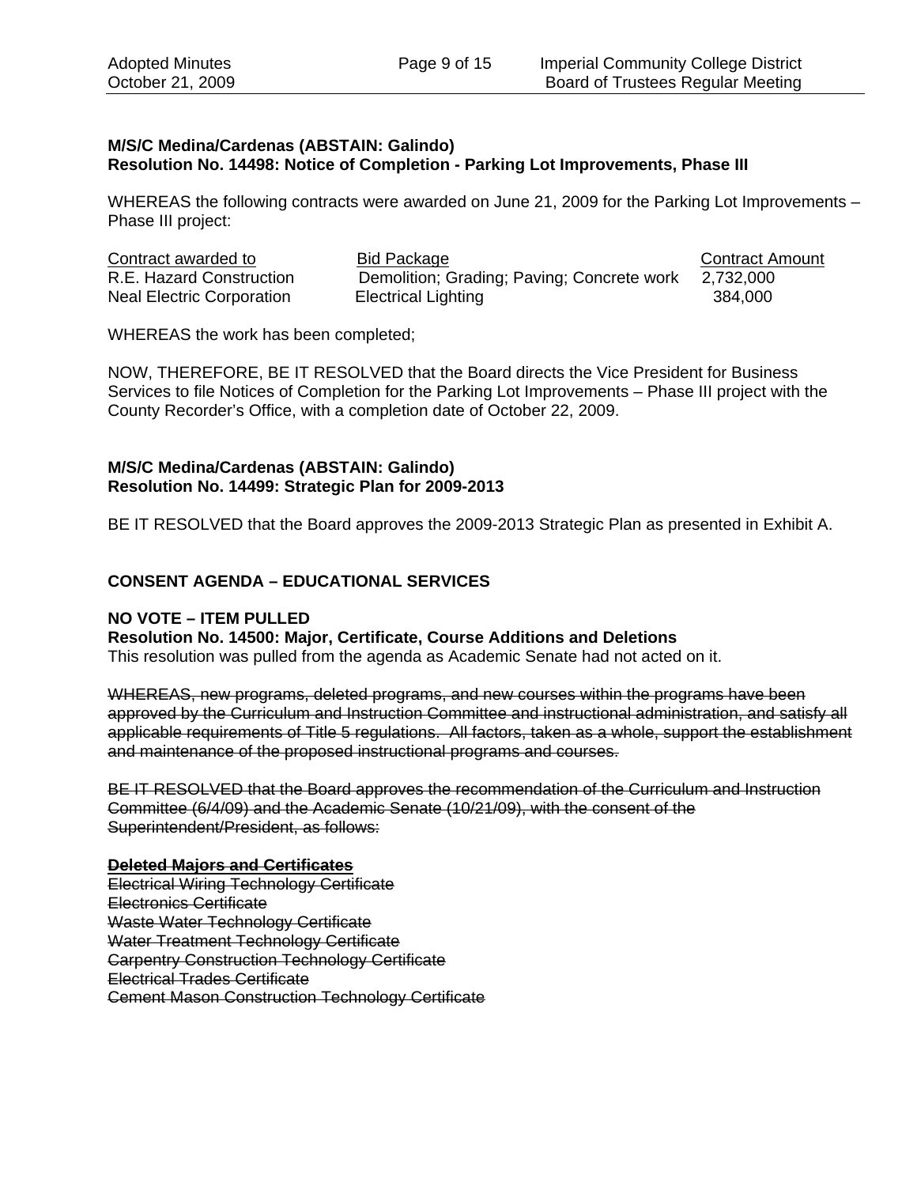**M/S/C Medina/Cardenas (ABSTAIN: Galindo)**
**Resolution No. 14498: Notice of Completion - Parking Lot Improvements, Phase III**

WHEREAS the following contracts were awarded on June 21, 2009 for the Parking Lot Improvements – Phase III project:

| Contract awarded to | Bid Package | Contract Amount |
|---|---|---|
| R.E. Hazard Construction | Demolition; Grading; Paving; Concrete work | 2,732,000 |
| Neal Electric Corporation | Electrical Lighting | 384,000 |

WHEREAS the work has been completed;

NOW, THEREFORE, BE IT RESOLVED that the Board directs the Vice President for Business Services to file Notices of Completion for the Parking Lot Improvements – Phase III project with the County Recorder's Office, with a completion date of October 22, 2009.

**M/S/C Medina/Cardenas (ABSTAIN: Galindo)**
**Resolution No. 14499: Strategic Plan for 2009-2013**

BE IT RESOLVED that the Board approves the 2009-2013 Strategic Plan as presented in Exhibit A.

## CONSENT AGENDA – EDUCATIONAL SERVICES

**NO VOTE – ITEM PULLED**
**Resolution No. 14500: Major, Certificate, Course Additions and Deletions**
This resolution was pulled from the agenda as Academic Senate had not acted on it.

~~WHEREAS, new programs, deleted programs, and new courses within the programs have been approved by the Curriculum and Instruction Committee and instructional administration, and satisfy all applicable requirements of Title 5 regulations. All factors, taken as a whole, support the establishment and maintenance of the proposed instructional programs and courses.~~

~~BE IT RESOLVED that the Board approves the recommendation of the Curriculum and Instruction Committee (6/4/09) and the Academic Senate (10/21/09), with the consent of the Superintendent/President, as follows:~~

~~**Deleted Majors and Certificates**~~
~~Electrical Wiring Technology Certificate~~
~~Electronics Certificate~~
~~Waste Water Technology Certificate~~
~~Water Treatment Technology Certificate~~
~~Carpentry Construction Technology Certificate~~
~~Electrical Trades Certificate~~
~~Cement Mason Construction Technology Certificate~~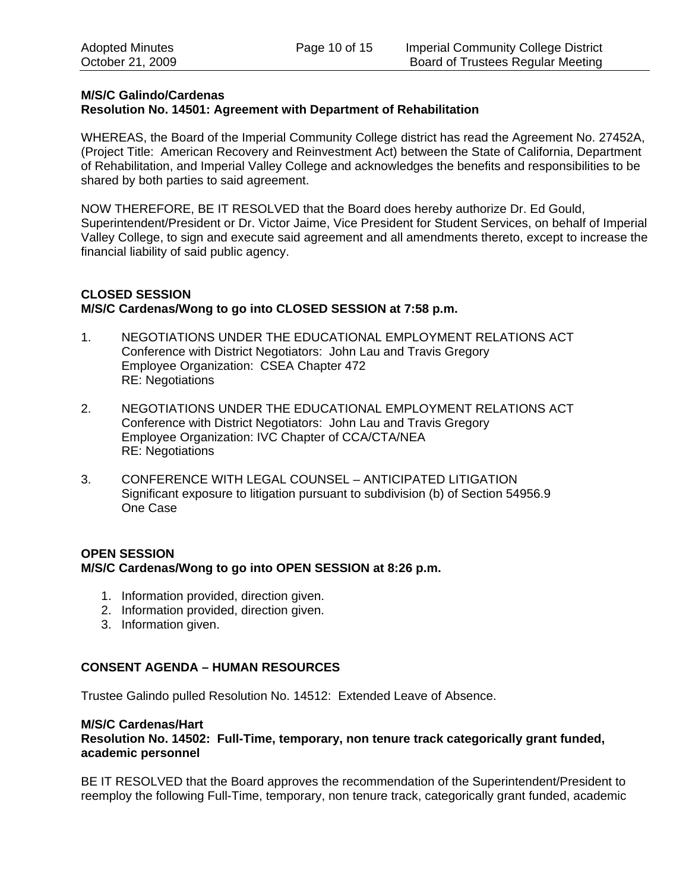**M/S/C Galindo/Cardenas**
**Resolution No. 14501: Agreement with Department of Rehabilitation**

WHEREAS, the Board of the Imperial Community College district has read the Agreement No. 27452A, (Project Title: American Recovery and Reinvestment Act) between the State of California, Department of Rehabilitation, and Imperial Valley College and acknowledges the benefits and responsibilities to be shared by both parties to said agreement.

NOW THEREFORE, BE IT RESOLVED that the Board does hereby authorize Dr. Ed Gould, Superintendent/President or Dr. Victor Jaime, Vice President for Student Services, on behalf of Imperial Valley College, to sign and execute said agreement and all amendments thereto, except to increase the financial liability of said public agency.

**CLOSED SESSION**
**M/S/C Cardenas/Wong to go into CLOSED SESSION at 7:58 p.m.**

1. NEGOTIATIONS UNDER THE EDUCATIONAL EMPLOYMENT RELATIONS ACT
   Conference with District Negotiators: John Lau and Travis Gregory
   Employee Organization: CSEA Chapter 472
   RE: Negotiations

2. NEGOTIATIONS UNDER THE EDUCATIONAL EMPLOYMENT RELATIONS ACT
   Conference with District Negotiators: John Lau and Travis Gregory
   Employee Organization: IVC Chapter of CCA/CTA/NEA
   RE: Negotiations

3. CONFERENCE WITH LEGAL COUNSEL – ANTICIPATED LITIGATION
   Significant exposure to litigation pursuant to subdivision (b) of Section 54956.9
   One Case

**OPEN SESSION**
**M/S/C Cardenas/Wong to go into OPEN SESSION at 8:26 p.m.**

1. Information provided, direction given.
2. Information provided, direction given.
3. Information given.

**CONSENT AGENDA – HUMAN RESOURCES**

Trustee Galindo pulled Resolution No. 14512: Extended Leave of Absence.

**M/S/C Cardenas/Hart**
**Resolution No. 14502: Full-Time, temporary, non tenure track categorically grant funded, academic personnel**

BE IT RESOLVED that the Board approves the recommendation of the Superintendent/President to reemploy the following Full-Time, temporary, non tenure track, categorically grant funded, academic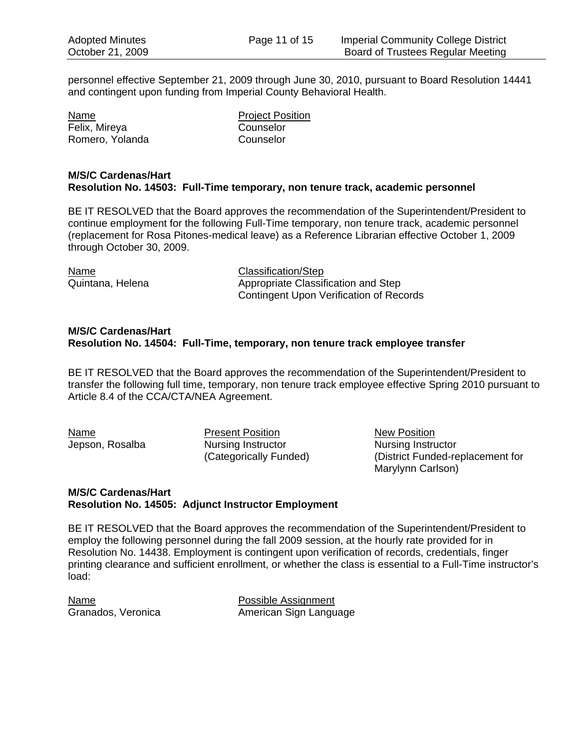personnel effective September 21, 2009 through June 30, 2010, pursuant to Board Resolution 14441 and contingent upon funding from Imperial County Behavioral Health.

| Name | Project Position |
| --- | --- |
| Felix, Mireya | Counselor |
| Romero, Yolanda | Counselor |

**M/S/C Cardenas/Hart**
**Resolution No. 14503: Full-Time temporary, non tenure track, academic personnel**

BE IT RESOLVED that the Board approves the recommendation of the Superintendent/President to continue employment for the following Full-Time temporary, non tenure track, academic personnel (replacement for Rosa Pitones-medical leave) as a Reference Librarian effective October 1, 2009 through October 30, 2009.

| Name | Classification/Step |
| --- | --- |
| Quintana, Helena | Appropriate Classification and Step Contingent Upon Verification of Records |

**M/S/C Cardenas/Hart**
**Resolution No. 14504: Full-Time, temporary, non tenure track employee transfer**

BE IT RESOLVED that the Board approves the recommendation of the Superintendent/President to transfer the following full time, temporary, non tenure track employee effective Spring 2010 pursuant to Article 8.4 of the CCA/CTA/NEA Agreement.

| Name | Present Position | New Position |
| --- | --- | --- |
| Jepson, Rosalba | Nursing Instructor (Categorically Funded) | Nursing Instructor (District Funded-replacement for Marylynn Carlson) |

**M/S/C Cardenas/Hart**
**Resolution No. 14505: Adjunct Instructor Employment**

BE IT RESOLVED that the Board approves the recommendation of the Superintendent/President to employ the following personnel during the fall 2009 session, at the hourly rate provided for in Resolution No. 14438. Employment is contingent upon verification of records, credentials, finger printing clearance and sufficient enrollment, or whether the class is essential to a Full-Time instructor's load:

| Name | Possible Assignment |
| --- | --- |
| Granados, Veronica | American Sign Language |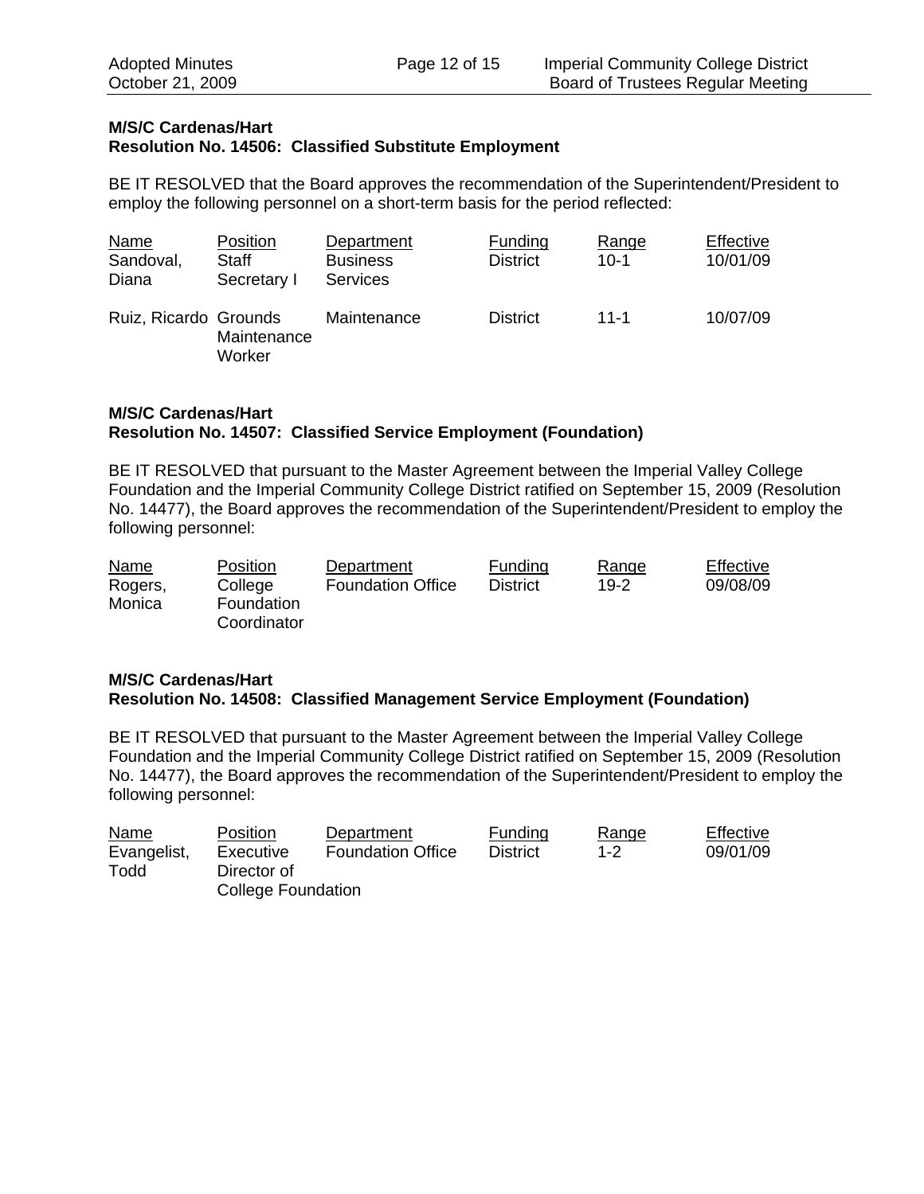**M/S/C Cardenas/Hart**
**Resolution No. 14506: Classified Substitute Employment**

BE IT RESOLVED that the Board approves the recommendation of the Superintendent/President to employ the following personnel on a short-term basis for the period reflected:

| Name | Position | Department | Funding | Range | Effective |
|---|---|---|---|---|---|
| Sandoval, Diana | Staff Secretary I | Business Services | District | 10-1 | 10/01/09 |
| Ruiz, Ricardo | Grounds Maintenance Worker | Maintenance | District | 11-1 | 10/07/09 |

**M/S/C Cardenas/Hart**
**Resolution No. 14507: Classified Service Employment (Foundation)**

BE IT RESOLVED that pursuant to the Master Agreement between the Imperial Valley College Foundation and the Imperial Community College District ratified on September 15, 2009 (Resolution No. 14477), the Board approves the recommendation of the Superintendent/President to employ the following personnel:

| Name | Position | Department | Funding | Range | Effective |
|---|---|---|---|---|---|
| Rogers, Monica | College Foundation Coordinator | Foundation Office | District | 19-2 | 09/08/09 |

**M/S/C Cardenas/Hart**
**Resolution No. 14508: Classified Management Service Employment (Foundation)**

BE IT RESOLVED that pursuant to the Master Agreement between the Imperial Valley College Foundation and the Imperial Community College District ratified on September 15, 2009 (Resolution No. 14477), the Board approves the recommendation of the Superintendent/President to employ the following personnel:

| Name | Position | Department | Funding | Range | Effective |
|---|---|---|---|---|---|
| Evangelist, Todd | Executive Director of College Foundation | Foundation Office | District | 1-2 | 09/01/09 |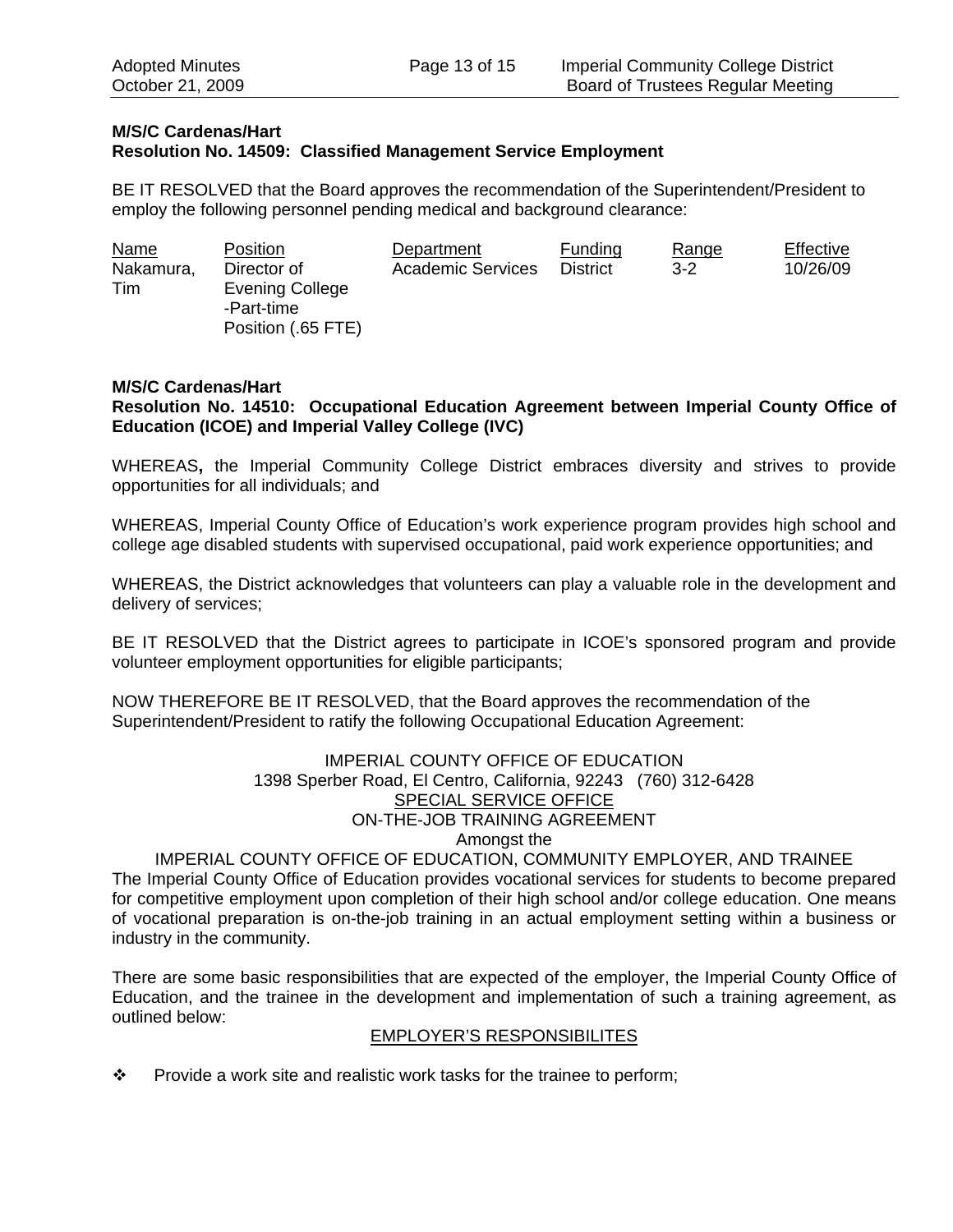**M/S/C Cardenas/Hart**
**Resolution No. 14509: Classified Management Service Employment**

BE IT RESOLVED that the Board approves the recommendation of the Superintendent/President to employ the following personnel pending medical and background clearance:

| Name | Position | Department | Funding | Range | Effective |
|---|---|---|---|---|---|
| Nakamura, Tim | Director of Evening College -Part-time Position (.65 FTE) | Academic Services | District | 3-2 | 10/26/09 |

**M/S/C Cardenas/Hart**
**Resolution No. 14510: Occupational Education Agreement between Imperial County Office of Education (ICOE) and Imperial Valley College (IVC)**

WHEREAS**,** the Imperial Community College District embraces diversity and strives to provide opportunities for all individuals; and

WHEREAS, Imperial County Office of Education's work experience program provides high school and college age disabled students with supervised occupational, paid work experience opportunities; and

WHEREAS, the District acknowledges that volunteers can play a valuable role in the development and delivery of services;

BE IT RESOLVED that the District agrees to participate in ICOE's sponsored program and provide volunteer employment opportunities for eligible participants;

NOW THEREFORE BE IT RESOLVED, that the Board approves the recommendation of the Superintendent/President to ratify the following Occupational Education Agreement:

IMPERIAL COUNTY OFFICE OF EDUCATION
1398 Sperber Road, El Centro, California, 92243 (760) 312-6428
SPECIAL SERVICE OFFICE
ON-THE-JOB TRAINING AGREEMENT
Amongst the
IMPERIAL COUNTY OFFICE OF EDUCATION, COMMUNITY EMPLOYER, AND TRAINEE

The Imperial County Office of Education provides vocational services for students to become prepared for competitive employment upon completion of their high school and/or college education. One means of vocational preparation is on-the-job training in an actual employment setting within a business or industry in the community.

There are some basic responsibilities that are expected of the employer, the Imperial County Office of Education, and the trainee in the development and implementation of such a training agreement, as outlined below:

EMPLOYER'S RESPONSIBILITES

- Provide a work site and realistic work tasks for the trainee to perform;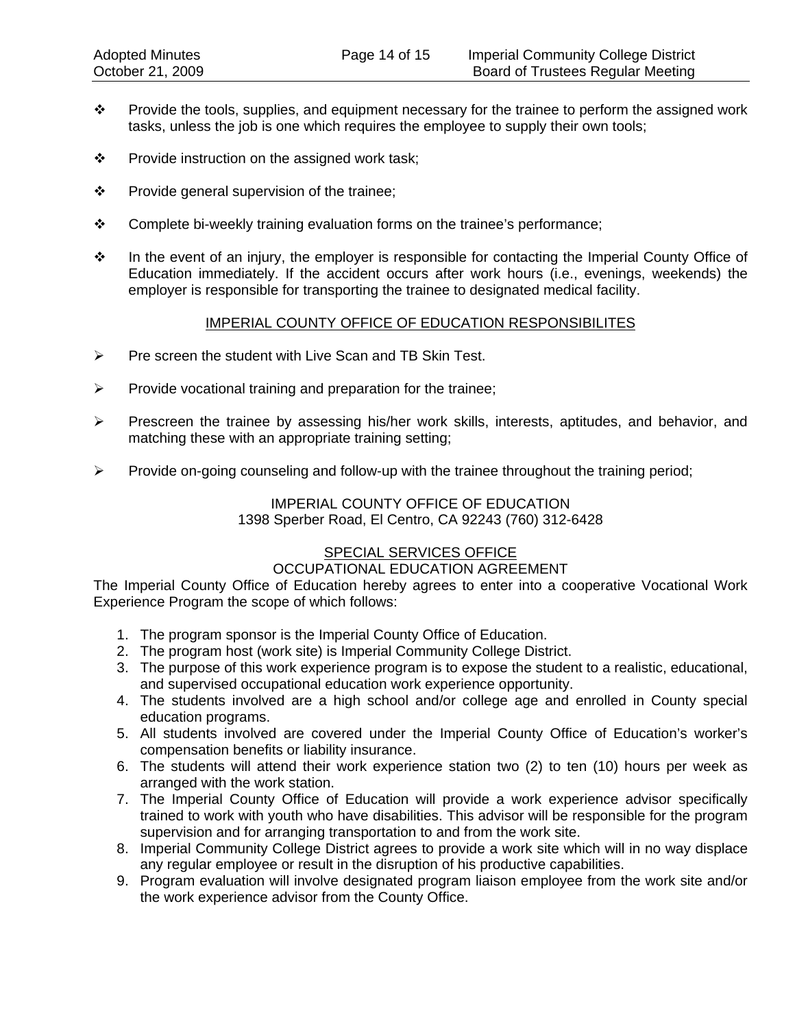- Provide the tools, supplies, and equipment necessary for the trainee to perform the assigned work tasks, unless the job is one which requires the employee to supply their own tools;

- Provide instruction on the assigned work task;

- Provide general supervision of the trainee;

- Complete bi-weekly training evaluation forms on the trainee's performance;

- In the event of an injury, the employer is responsible for contacting the Imperial County Office of Education immediately. If the accident occurs after work hours (i.e., evenings, weekends) the employer is responsible for transporting the trainee to designated medical facility.

<u>IMPERIAL COUNTY OFFICE OF EDUCATION RESPONSIBILITES</u>

- Pre screen the student with Live Scan and TB Skin Test.

- Provide vocational training and preparation for the trainee;

- Prescreen the trainee by assessing his/her work skills, interests, aptitudes, and behavior, and matching these with an appropriate training setting;

- Provide on-going counseling and follow-up with the trainee throughout the training period;

IMPERIAL COUNTY OFFICE OF EDUCATION
1398 Sperber Road, El Centro, CA 92243 (760) 312-6428

<u>SPECIAL SERVICES OFFICE</u>
OCCUPATIONAL EDUCATION AGREEMENT

The Imperial County Office of Education hereby agrees to enter into a cooperative Vocational Work Experience Program the scope of which follows:

1. The program sponsor is the Imperial County Office of Education.
2. The program host (work site) is Imperial Community College District.
3. The purpose of this work experience program is to expose the student to a realistic, educational, and supervised occupational education work experience opportunity.
4. The students involved are a high school and/or college age and enrolled in County special education programs.
5. All students involved are covered under the Imperial County Office of Education's worker's compensation benefits or liability insurance.
6. The students will attend their work experience station two (2) to ten (10) hours per week as arranged with the work station.
7. The Imperial County Office of Education will provide a work experience advisor specifically trained to work with youth who have disabilities. This advisor will be responsible for the program supervision and for arranging transportation to and from the work site.
8. Imperial Community College District agrees to provide a work site which will in no way displace any regular employee or result in the disruption of his productive capabilities.
9. Program evaluation will involve designated program liaison employee from the work site and/or the work experience advisor from the County Office.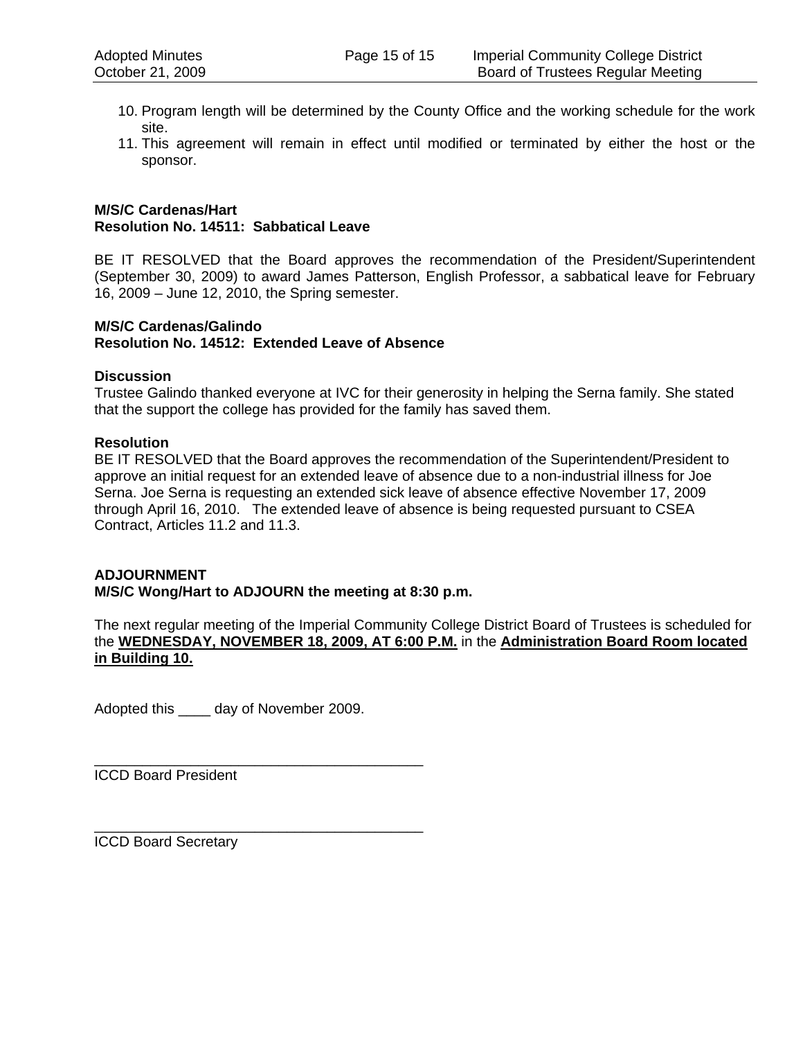10. Program length will be determined by the County Office and the working schedule for the work site.
11. This agreement will remain in effect until modified or terminated by either the host or the sponsor.

**M/S/C Cardenas/Hart**
**Resolution No. 14511: Sabbatical Leave**

BE IT RESOLVED that the Board approves the recommendation of the President/Superintendent (September 30, 2009) to award James Patterson, English Professor, a sabbatical leave for February 16, 2009 – June 12, 2010, the Spring semester.

**M/S/C Cardenas/Galindo**
**Resolution No. 14512: Extended Leave of Absence**

**Discussion**
Trustee Galindo thanked everyone at IVC for their generosity in helping the Serna family. She stated that the support the college has provided for the family has saved them.

**Resolution**
BE IT RESOLVED that the Board approves the recommendation of the Superintendent/President to approve an initial request for an extended leave of absence due to a non-industrial illness for Joe Serna. Joe Serna is requesting an extended sick leave of absence effective November 17, 2009 through April 16, 2010. The extended leave of absence is being requested pursuant to CSEA Contract, Articles 11.2 and 11.3.

**ADJOURNMENT**
**M/S/C Wong/Hart to ADJOURN the meeting at 8:30 p.m.**

The next regular meeting of the Imperial Community College District Board of Trustees is scheduled for the **WEDNESDAY, NOVEMBER 18, 2009, AT 6:00 P.M.** in the **Administration Board Room located in Building 10.**

Adopted this ____ day of November 2009.

___________________________________________
ICCD Board President

___________________________________________
ICCD Board Secretary